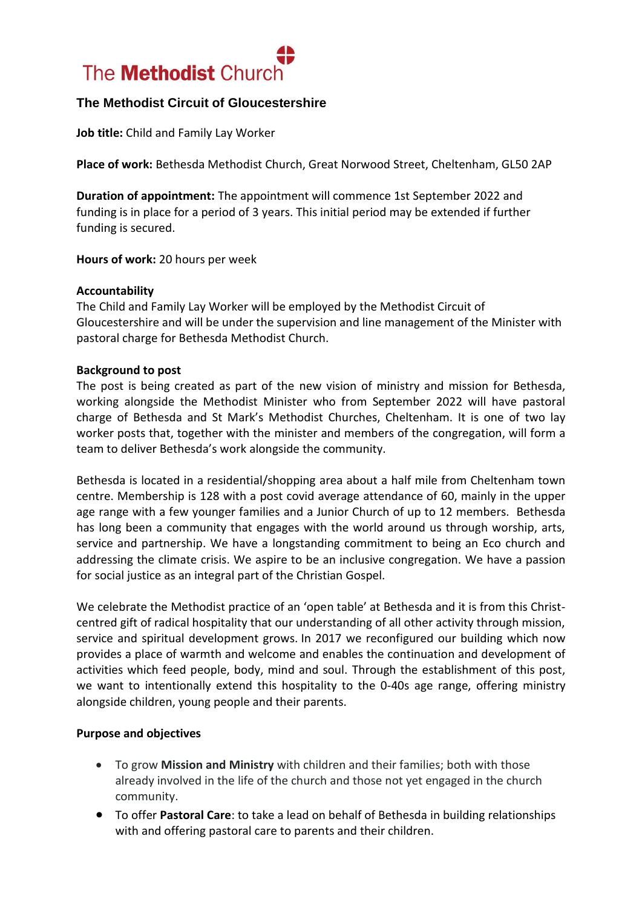# The Methodist Church

## The Methodist Circuit of Gloucestershire

**Job title:** Child and Family Lay Worker

**Place of work:** Bethesda Methodist Church, Great Norwood Street, Cheltenham, GL50 2AP

**Duration of appointment:** The appointment will commence 1st September 2022 and funding is in place for a period of 3 years. This initial period may be extended if further funding is secured.

**Hours of work:** 20 hours per week

**Accountability**

The Child and Family Lay Worker will be employed by the Methodist Circuit of Gloucestershire and will be under the supervision and line management of the Minister with pastoral charge for Bethesda Methodist Church.

**Background to post**

The post is being created as part of the new vision of ministry and mission for Bethesda, working alongside the Methodist Minister who from September 2022 will have pastoral charge of Bethesda and St Mark's Methodist Churches, Cheltenham. It is one of two lay worker posts that, together with the minister and members of the congregation, will form a team to deliver Bethesda's work alongside the community.

Bethesda is located in a residential/shopping area about a half mile from Cheltenham town centre. Membership is 128 with a post covid average attendance of 60, mainly in the upper age range with a few younger families and a Junior Church of up to 12 members. Bethesda has long been a community that engages with the world around us through worship, arts, service and partnership. We have a longstanding commitment to being an Eco church and addressing the climate crisis. We aspire to be an inclusive congregation. We have a passion for social justice as an integral part of the Christian Gospel.

We celebrate the Methodist practice of an 'open table' at Bethesda and it is from this Christ-centred gift of radical hospitality that our understanding of all other activity through mission, service and spiritual development grows. In 2017 we reconfigured our building which now provides a place of warmth and welcome and enables the continuation and development of activities which feed people, body, mind and soul. Through the establishment of this post, we want to intentionally extend this hospitality to the 0-40s age range, offering ministry alongside children, young people and their parents.

**Purpose and objectives**

- To grow **Mission and Ministry** with children and their families; both with those already involved in the life of the church and those not yet engaged in the church community.
- To offer **Pastoral Care**: to take a lead on behalf of Bethesda in building relationships with and offering pastoral care to parents and their children.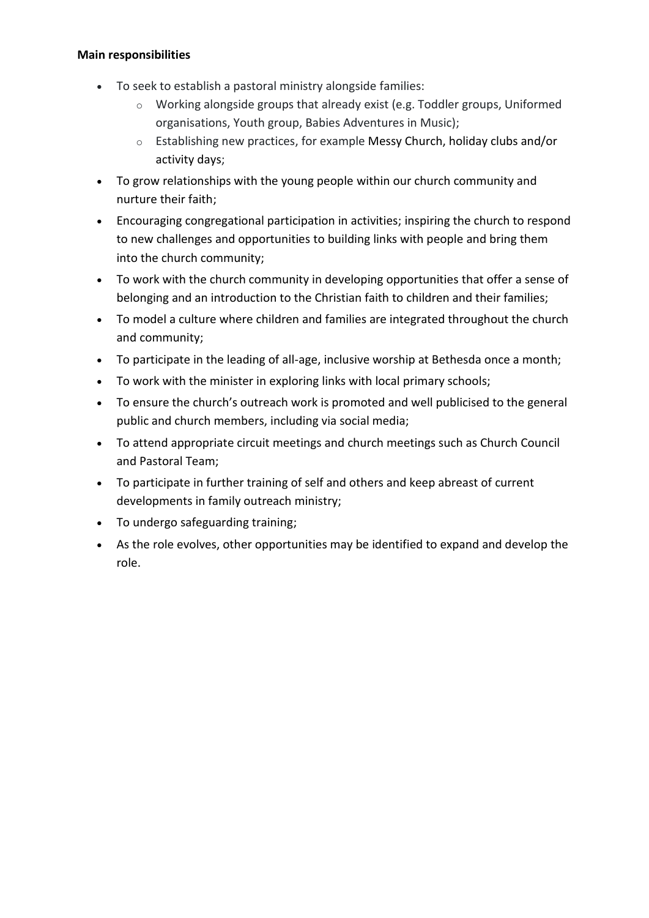**Main responsibilities**

- To seek to establish a pastoral ministry alongside families:
  - Working alongside groups that already exist (e.g. Toddler groups, Uniformed organisations, Youth group, Babies Adventures in Music);
  - Establishing new practices, for example Messy Church, holiday clubs and/or activity days;
- To grow relationships with the young people within our church community and nurture their faith;
- Encouraging congregational participation in activities; inspiring the church to respond to new challenges and opportunities to building links with people and bring them into the church community;
- To work with the church community in developing opportunities that offer a sense of belonging and an introduction to the Christian faith to children and their families;
- To model a culture where children and families are integrated throughout the church and community;
- To participate in the leading of all-age, inclusive worship at Bethesda once a month;
- To work with the minister in exploring links with local primary schools;
- To ensure the church's outreach work is promoted and well publicised to the general public and church members, including via social media;
- To attend appropriate circuit meetings and church meetings such as Church Council and Pastoral Team;
- To participate in further training of self and others and keep abreast of current developments in family outreach ministry;
- To undergo safeguarding training;
- As the role evolves, other opportunities may be identified to expand and develop the role.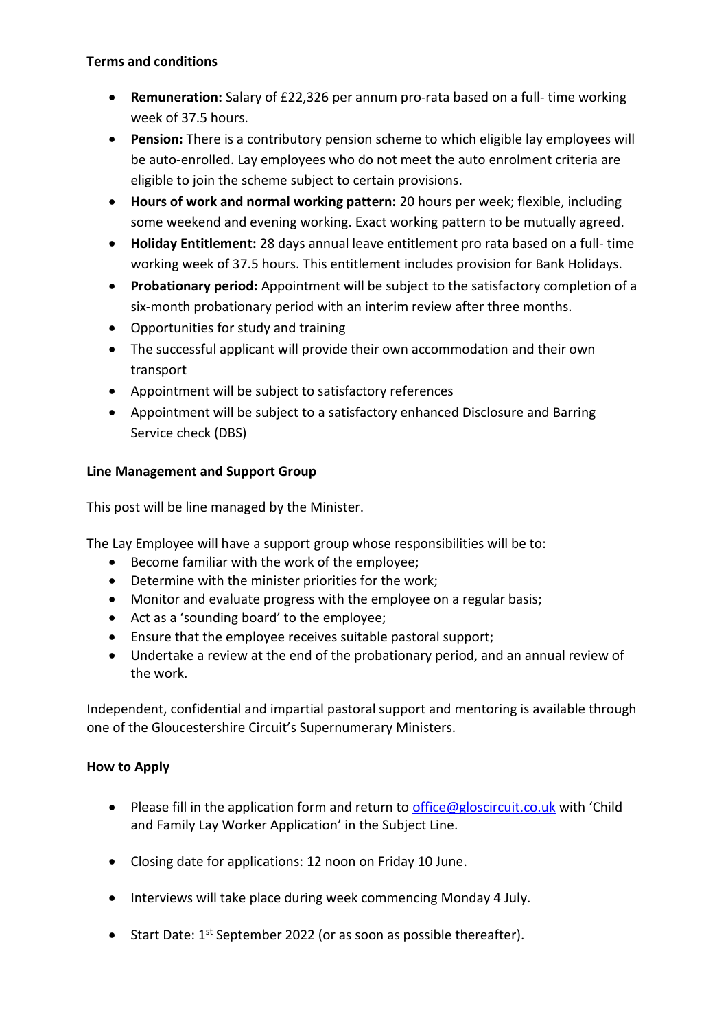**Terms and conditions**

- **Remuneration:** Salary of £22,326 per annum pro-rata based on a full- time working week of 37.5 hours.
- **Pension:** There is a contributory pension scheme to which eligible lay employees will be auto-enrolled. Lay employees who do not meet the auto enrolment criteria are eligible to join the scheme subject to certain provisions.
- **Hours of work and normal working pattern:** 20 hours per week; flexible, including some weekend and evening working. Exact working pattern to be mutually agreed.
- **Holiday Entitlement:** 28 days annual leave entitlement pro rata based on a full- time working week of 37.5 hours. This entitlement includes provision for Bank Holidays.
- **Probationary period:** Appointment will be subject to the satisfactory completion of a six-month probationary period with an interim review after three months.
- Opportunities for study and training
- The successful applicant will provide their own accommodation and their own transport
- Appointment will be subject to satisfactory references
- Appointment will be subject to a satisfactory enhanced Disclosure and Barring Service check (DBS)

**Line Management and Support Group**

This post will be line managed by the Minister.

The Lay Employee will have a support group whose responsibilities will be to:

- Become familiar with the work of the employee;
- Determine with the minister priorities for the work;
- Monitor and evaluate progress with the employee on a regular basis;
- Act as a 'sounding board' to the employee;
- Ensure that the employee receives suitable pastoral support;
- Undertake a review at the end of the probationary period, and an annual review of the work.

Independent, confidential and impartial pastoral support and mentoring is available through one of the Gloucestershire Circuit's Supernumerary Ministers.

**How to Apply**

- Please fill in the application form and return to office@gloscircuit.co.uk with 'Child and Family Lay Worker Application' in the Subject Line.
- Closing date for applications: 12 noon on Friday 10 June.
- Interviews will take place during week commencing Monday 4 July.
- Start Date: 1st September 2022 (or as soon as possible thereafter).